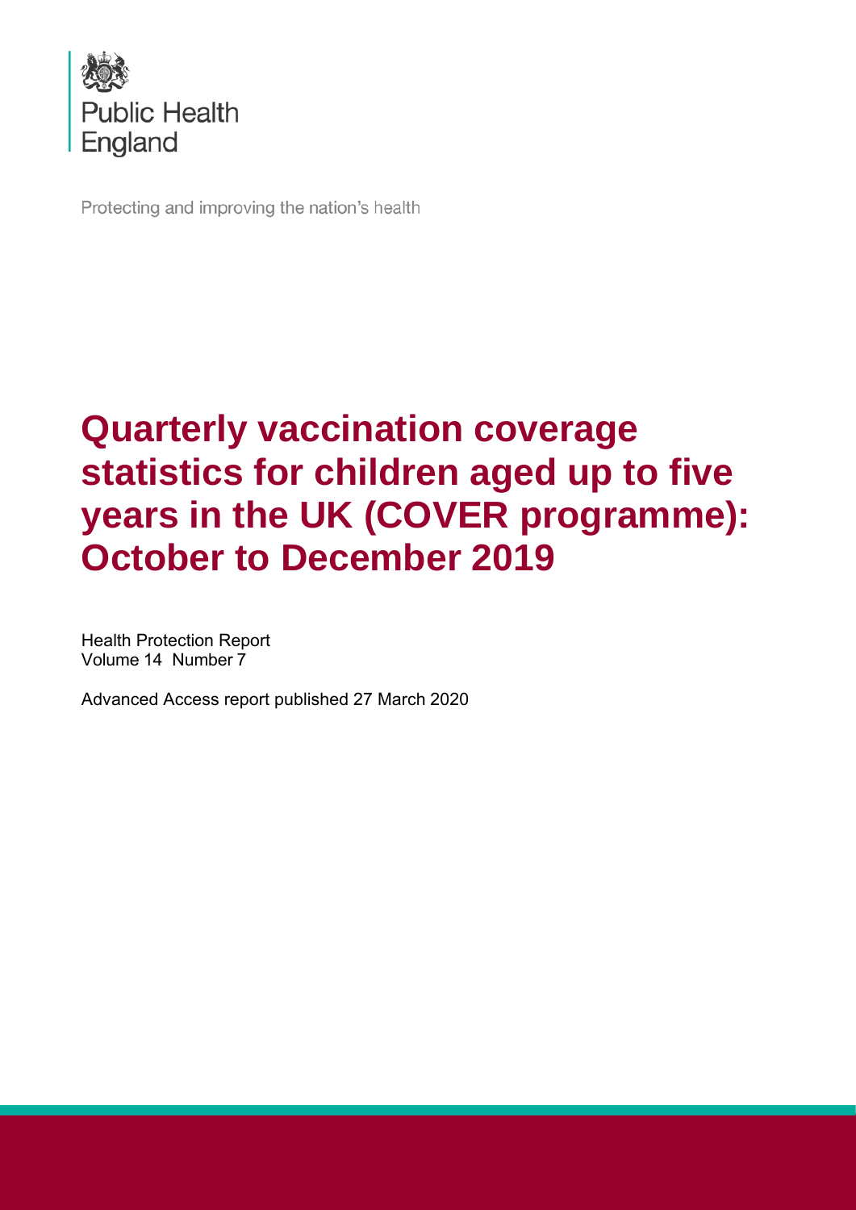Public Health England

Protecting and improving the nation's health

# Quarterly vaccination coverage statistics for children aged up to five years in the UK (COVER programme): October to December 2019

Health Protection Report
Volume 14 Number 7

Advanced Access report published 27 March 2020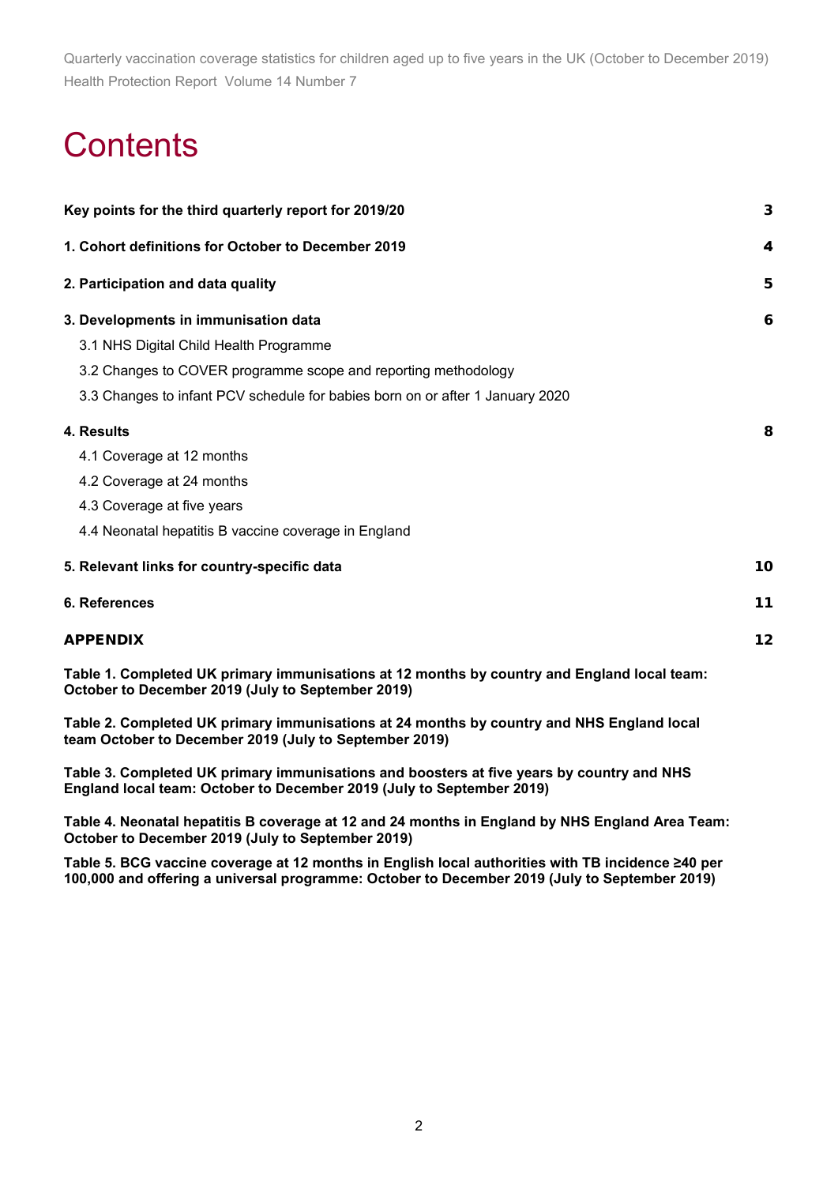# Contents

| | |
|---|---|
| **Key points for the third quarterly report for 2019/20** | **3** |
| **1. Cohort definitions for October to December 2019** | **4** |
| **2. Participation and data quality** | **5** |
| **3. Developments in immunisation data** | **6** |
| 3.1 NHS Digital Child Health Programme | |
| 3.2 Changes to COVER programme scope and reporting methodology | |
| 3.3 Changes to infant PCV schedule for babies born on or after 1 January 2020 | |
| **4. Results** | **8** |
| 4.1 Coverage at 12 months | |
| 4.2 Coverage at 24 months | |
| 4.3 Coverage at five years | |
| 4.4 Neonatal hepatitis B vaccine coverage in England | |
| **5. Relevant links for country-specific data** | **10** |
| **6. References** | **11** |
| **APPENDIX** | **12** |

**Table 1. Completed UK primary immunisations at 12 months by country and England local team: October to December 2019 (July to September 2019)**

**Table 2. Completed UK primary immunisations at 24 months by country and NHS England local team October to December 2019 (July to September 2019)**

**Table 3. Completed UK primary immunisations and boosters at five years by country and NHS England local team: October to December 2019 (July to September 2019)**

**Table 4. Neonatal hepatitis B coverage at 12 and 24 months in England by NHS England Area Team: October to December 2019 (July to September 2019)**

**Table 5. BCG vaccine coverage at 12 months in English local authorities with TB incidence ≥40 per 100,000 and offering a universal programme: October to December 2019 (July to September 2019)**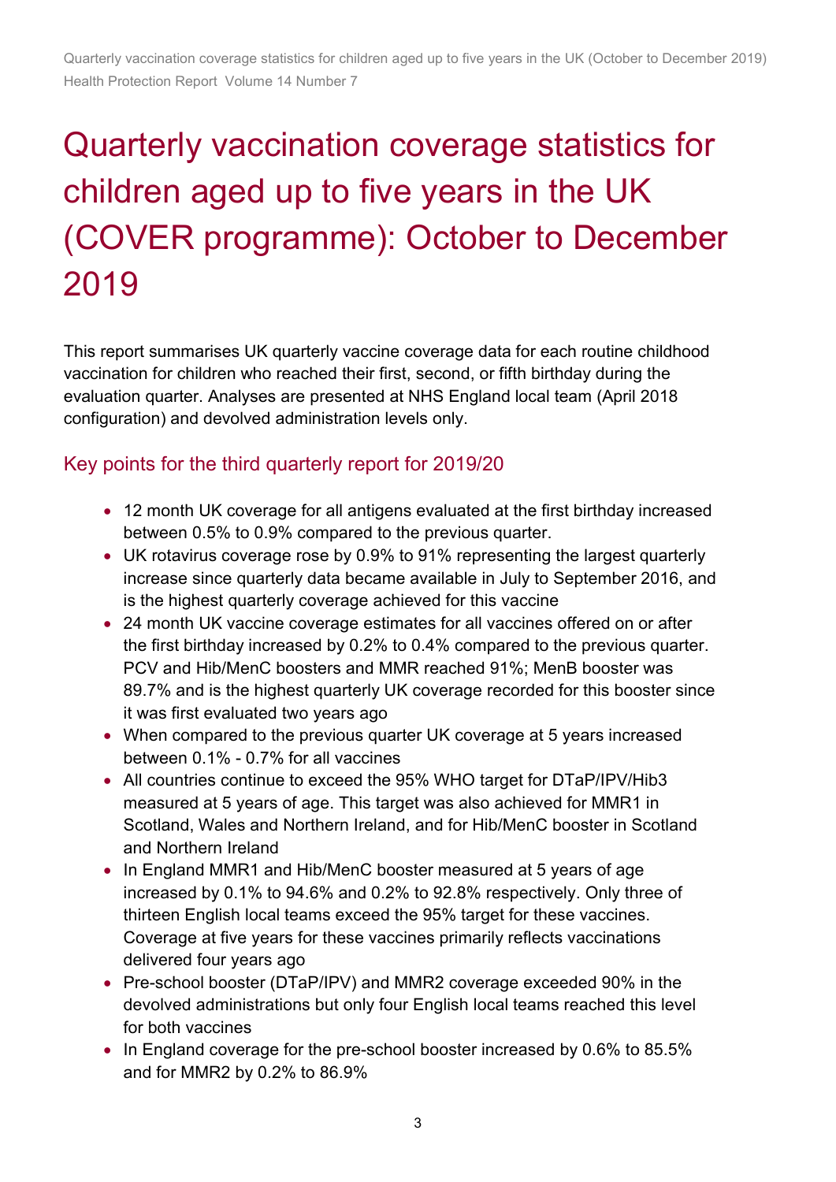# Quarterly vaccination coverage statistics for children aged up to five years in the UK (COVER programme): October to December 2019

This report summarises UK quarterly vaccine coverage data for each routine childhood vaccination for children who reached their first, second, or fifth birthday during the evaluation quarter. Analyses are presented at NHS England local team (April 2018 configuration) and devolved administration levels only.

## Key points for the third quarterly report for 2019/20

- 12 month UK coverage for all antigens evaluated at the first birthday increased between 0.5% to 0.9% compared to the previous quarter.
- UK rotavirus coverage rose by 0.9% to 91% representing the largest quarterly increase since quarterly data became available in July to September 2016, and is the highest quarterly coverage achieved for this vaccine
- 24 month UK vaccine coverage estimates for all vaccines offered on or after the first birthday increased by 0.2% to 0.4% compared to the previous quarter. PCV and Hib/MenC boosters and MMR reached 91%; MenB booster was 89.7% and is the highest quarterly UK coverage recorded for this booster since it was first evaluated two years ago
- When compared to the previous quarter UK coverage at 5 years increased between 0.1% - 0.7% for all vaccines
- All countries continue to exceed the 95% WHO target for DTaP/IPV/Hib3 measured at 5 years of age. This target was also achieved for MMR1 in Scotland, Wales and Northern Ireland, and for Hib/MenC booster in Scotland and Northern Ireland
- In England MMR1 and Hib/MenC booster measured at 5 years of age increased by 0.1% to 94.6% and 0.2% to 92.8% respectively. Only three of thirteen English local teams exceed the 95% target for these vaccines. Coverage at five years for these vaccines primarily reflects vaccinations delivered four years ago
- Pre-school booster (DTaP/IPV) and MMR2 coverage exceeded 90% in the devolved administrations but only four English local teams reached this level for both vaccines
- In England coverage for the pre-school booster increased by 0.6% to 85.5% and for MMR2 by 0.2% to 86.9%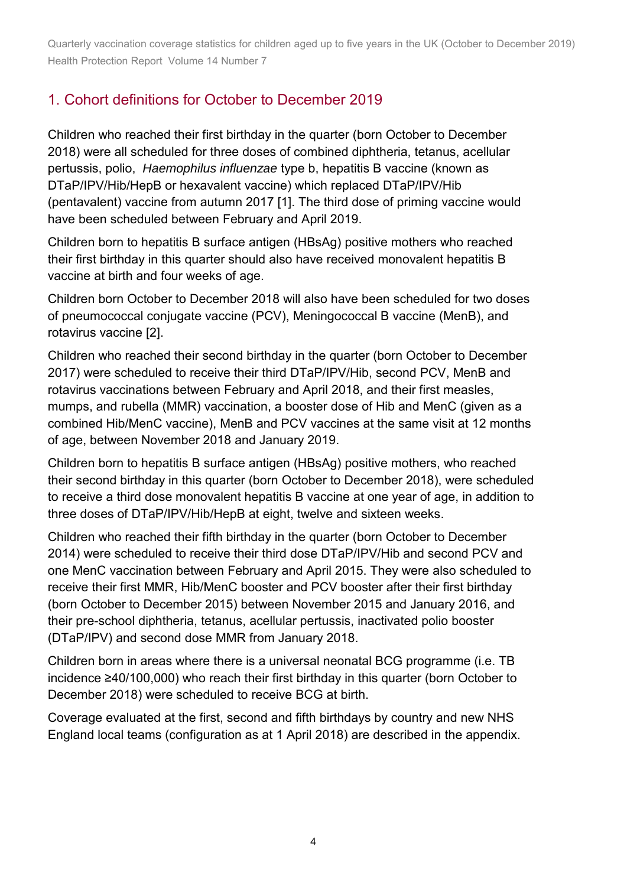## 1. Cohort definitions for October to December 2019

Children who reached their first birthday in the quarter (born October to December 2018) were all scheduled for three doses of combined diphtheria, tetanus, acellular pertussis, polio, *Haemophilus influenzae* type b, hepatitis B vaccine (known as DTaP/IPV/Hib/HepB or hexavalent vaccine) which replaced DTaP/IPV/Hib (pentavalent) vaccine from autumn 2017 [1]. The third dose of priming vaccine would have been scheduled between February and April 2019.

Children born to hepatitis B surface antigen (HBsAg) positive mothers who reached their first birthday in this quarter should also have received monovalent hepatitis B vaccine at birth and four weeks of age.

Children born October to December 2018 will also have been scheduled for two doses of pneumococcal conjugate vaccine (PCV), Meningococcal B vaccine (MenB), and rotavirus vaccine [2].

Children who reached their second birthday in the quarter (born October to December 2017) were scheduled to receive their third DTaP/IPV/Hib, second PCV, MenB and rotavirus vaccinations between February and April 2018, and their first measles, mumps, and rubella (MMR) vaccination, a booster dose of Hib and MenC (given as a combined Hib/MenC vaccine), MenB and PCV vaccines at the same visit at 12 months of age, between November 2018 and January 2019.

Children born to hepatitis B surface antigen (HBsAg) positive mothers, who reached their second birthday in this quarter (born October to December 2018), were scheduled to receive a third dose monovalent hepatitis B vaccine at one year of age, in addition to three doses of DTaP/IPV/Hib/HepB at eight, twelve and sixteen weeks.

Children who reached their fifth birthday in the quarter (born October to December 2014) were scheduled to receive their third dose DTaP/IPV/Hib and second PCV and one MenC vaccination between February and April 2015. They were also scheduled to receive their first MMR, Hib/MenC booster and PCV booster after their first birthday (born October to December 2015) between November 2015 and January 2016, and their pre-school diphtheria, tetanus, acellular pertussis, inactivated polio booster (DTaP/IPV) and second dose MMR from January 2018.

Children born in areas where there is a universal neonatal BCG programme (i.e. TB incidence ≥40/100,000) who reach their first birthday in this quarter (born October to December 2018) were scheduled to receive BCG at birth.

Coverage evaluated at the first, second and fifth birthdays by country and new NHS England local teams (configuration as at 1 April 2018) are described in the appendix.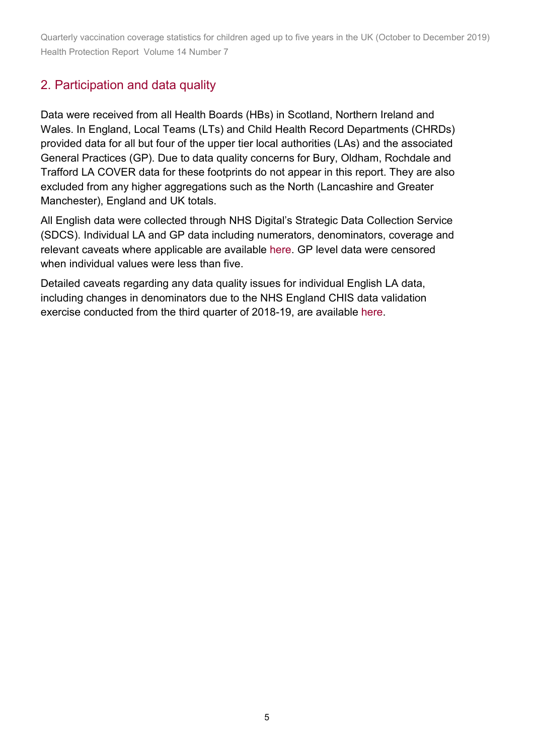## 2. Participation and data quality

Data were received from all Health Boards (HBs) in Scotland, Northern Ireland and Wales. In England, Local Teams (LTs) and Child Health Record Departments (CHRDs) provided data for all but four of the upper tier local authorities (LAs) and the associated General Practices (GP). Due to data quality concerns for Bury, Oldham, Rochdale and Trafford LA COVER data for these footprints do not appear in this report. They are also excluded from any higher aggregations such as the North (Lancashire and Greater Manchester), England and UK totals.

All English data were collected through NHS Digital's Strategic Data Collection Service (SDCS). Individual LA and GP data including numerators, denominators, coverage and relevant caveats where applicable are available here. GP level data were censored when individual values were less than five.

Detailed caveats regarding any data quality issues for individual English LA data, including changes in denominators due to the NHS England CHIS data validation exercise conducted from the third quarter of 2018-19, are available here.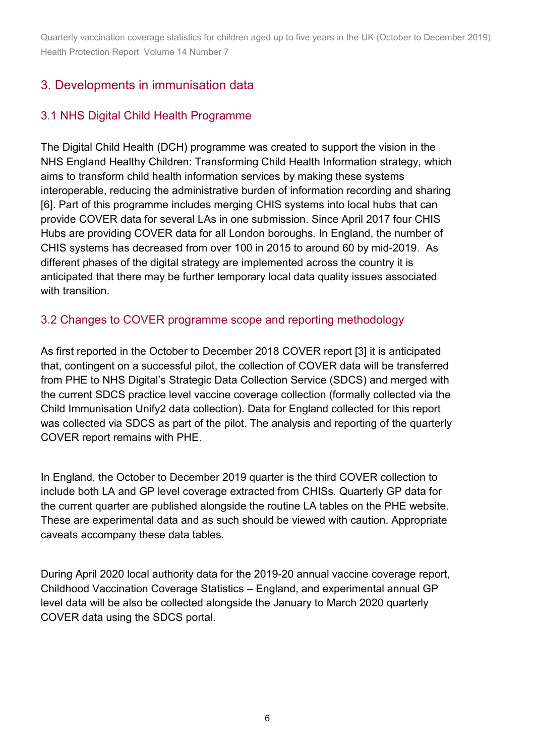## 3. Developments in immunisation data

### 3.1 NHS Digital Child Health Programme

The Digital Child Health (DCH) programme was created to support the vision in the NHS England Healthy Children: Transforming Child Health Information strategy, which aims to transform child health information services by making these systems interoperable, reducing the administrative burden of information recording and sharing [6]. Part of this programme includes merging CHIS systems into local hubs that can provide COVER data for several LAs in one submission. Since April 2017 four CHIS Hubs are providing COVER data for all London boroughs. In England, the number of CHIS systems has decreased from over 100 in 2015 to around 60 by mid-2019. As different phases of the digital strategy are implemented across the country it is anticipated that there may be further temporary local data quality issues associated with transition.

### 3.2 Changes to COVER programme scope and reporting methodology

As first reported in the October to December 2018 COVER report [3] it is anticipated that, contingent on a successful pilot, the collection of COVER data will be transferred from PHE to NHS Digital's Strategic Data Collection Service (SDCS) and merged with the current SDCS practice level vaccine coverage collection (formally collected via the Child Immunisation Unify2 data collection). Data for England collected for this report was collected via SDCS as part of the pilot. The analysis and reporting of the quarterly COVER report remains with PHE.

In England, the October to December 2019 quarter is the third COVER collection to include both LA and GP level coverage extracted from CHISs. Quarterly GP data for the current quarter are published alongside the routine LA tables on the PHE website. These are experimental data and as such should be viewed with caution. Appropriate caveats accompany these data tables.

During April 2020 local authority data for the 2019-20 annual vaccine coverage report, Childhood Vaccination Coverage Statistics – England, and experimental annual GP level data will be also be collected alongside the January to March 2020 quarterly COVER data using the SDCS portal.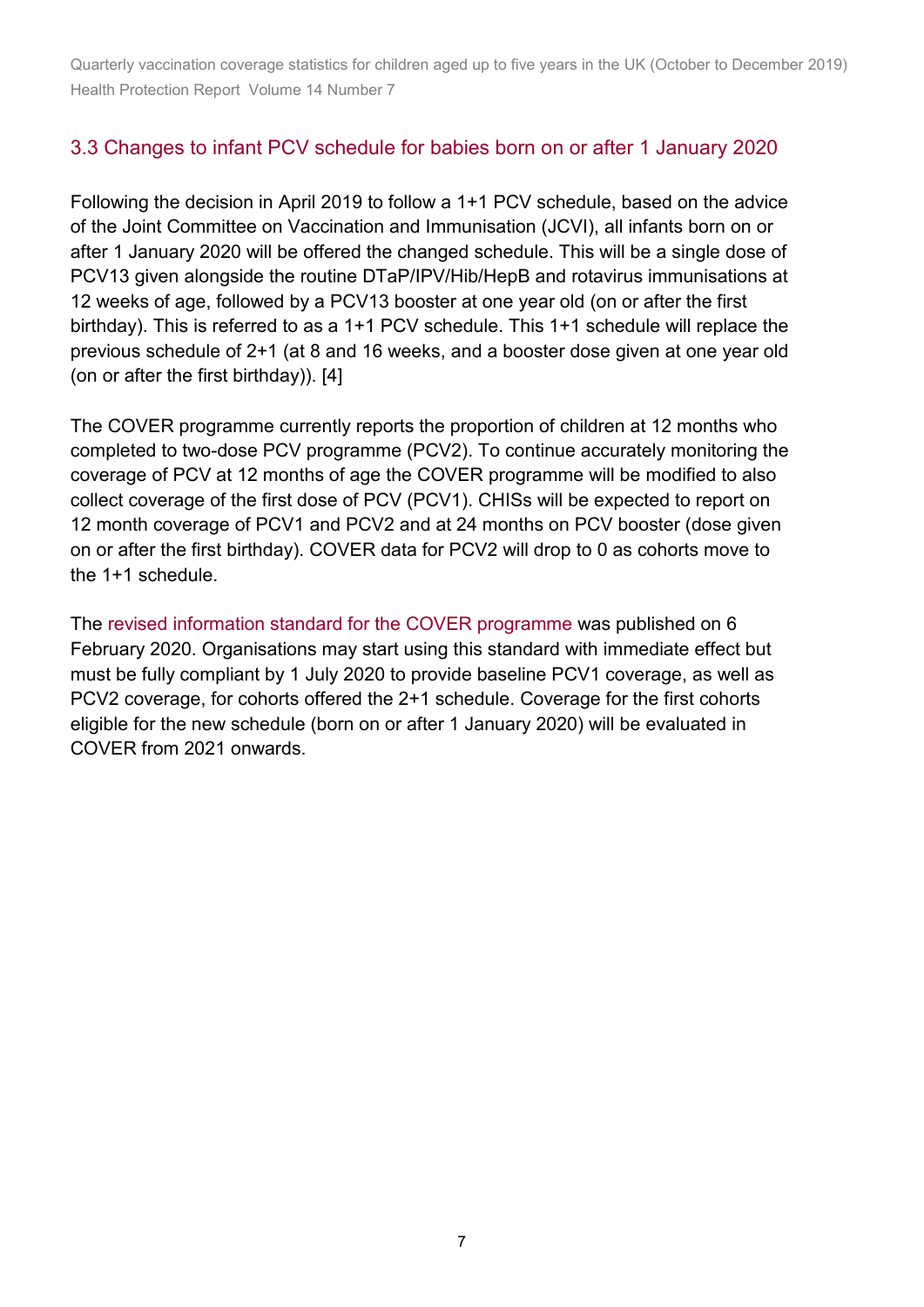### 3.3 Changes to infant PCV schedule for babies born on or after 1 January 2020

Following the decision in April 2019 to follow a 1+1 PCV schedule, based on the advice of the Joint Committee on Vaccination and Immunisation (JCVI), all infants born on or after 1 January 2020 will be offered the changed schedule. This will be a single dose of PCV13 given alongside the routine DTaP/IPV/Hib/HepB and rotavirus immunisations at 12 weeks of age, followed by a PCV13 booster at one year old (on or after the first birthday). This is referred to as a 1+1 PCV schedule. This 1+1 schedule will replace the previous schedule of 2+1 (at 8 and 16 weeks, and a booster dose given at one year old (on or after the first birthday)). [4]

The COVER programme currently reports the proportion of children at 12 months who completed to two-dose PCV programme (PCV2). To continue accurately monitoring the coverage of PCV at 12 months of age the COVER programme will be modified to also collect coverage of the first dose of PCV (PCV1). CHISs will be expected to report on 12 month coverage of PCV1 and PCV2 and at 24 months on PCV booster (dose given on or after the first birthday). COVER data for PCV2 will drop to 0 as cohorts move to the 1+1 schedule.

The revised information standard for the COVER programme was published on 6 February 2020. Organisations may start using this standard with immediate effect but must be fully compliant by 1 July 2020 to provide baseline PCV1 coverage, as well as PCV2 coverage, for cohorts offered the 2+1 schedule. Coverage for the first cohorts eligible for the new schedule (born on or after 1 January 2020) will be evaluated in COVER from 2021 onwards.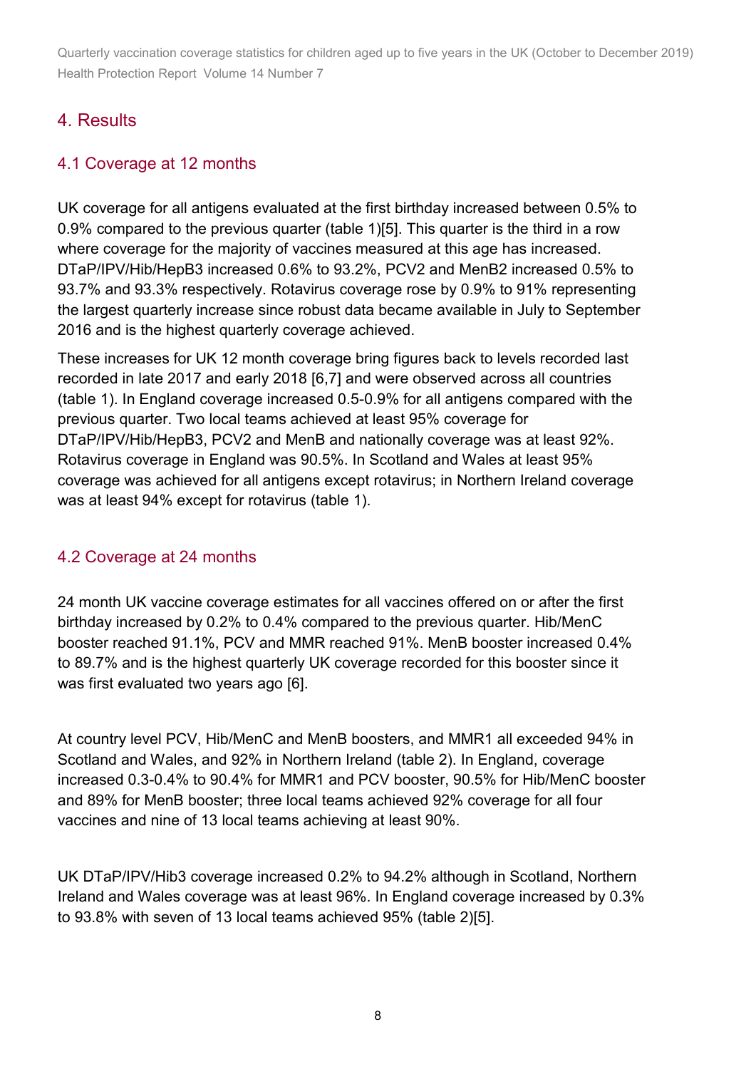## 4. Results

### 4.1 Coverage at 12 months

UK coverage for all antigens evaluated at the first birthday increased between 0.5% to 0.9% compared to the previous quarter (table 1)[5]. This quarter is the third in a row where coverage for the majority of vaccines measured at this age has increased. DTaP/IPV/Hib/HepB3 increased 0.6% to 93.2%, PCV2 and MenB2 increased 0.5% to 93.7% and 93.3% respectively. Rotavirus coverage rose by 0.9% to 91% representing the largest quarterly increase since robust data became available in July to September 2016 and is the highest quarterly coverage achieved.

These increases for UK 12 month coverage bring figures back to levels recorded last recorded in late 2017 and early 2018 [6,7] and were observed across all countries (table 1). In England coverage increased 0.5-0.9% for all antigens compared with the previous quarter. Two local teams achieved at least 95% coverage for DTaP/IPV/Hib/HepB3, PCV2 and MenB and nationally coverage was at least 92%. Rotavirus coverage in England was 90.5%. In Scotland and Wales at least 95% coverage was achieved for all antigens except rotavirus; in Northern Ireland coverage was at least 94% except for rotavirus (table 1).

### 4.2 Coverage at 24 months

24 month UK vaccine coverage estimates for all vaccines offered on or after the first birthday increased by 0.2% to 0.4% compared to the previous quarter. Hib/MenC booster reached 91.1%, PCV and MMR reached 91%. MenB booster increased 0.4% to 89.7% and is the highest quarterly UK coverage recorded for this booster since it was first evaluated two years ago [6].

At country level PCV, Hib/MenC and MenB boosters, and MMR1 all exceeded 94% in Scotland and Wales, and 92% in Northern Ireland (table 2). In England, coverage increased 0.3-0.4% to 90.4% for MMR1 and PCV booster, 90.5% for Hib/MenC booster and 89% for MenB booster; three local teams achieved 92% coverage for all four vaccines and nine of 13 local teams achieving at least 90%.

UK DTaP/IPV/Hib3 coverage increased 0.2% to 94.2% although in Scotland, Northern Ireland and Wales coverage was at least 96%. In England coverage increased by 0.3% to 93.8% with seven of 13 local teams achieved 95% (table 2)[5].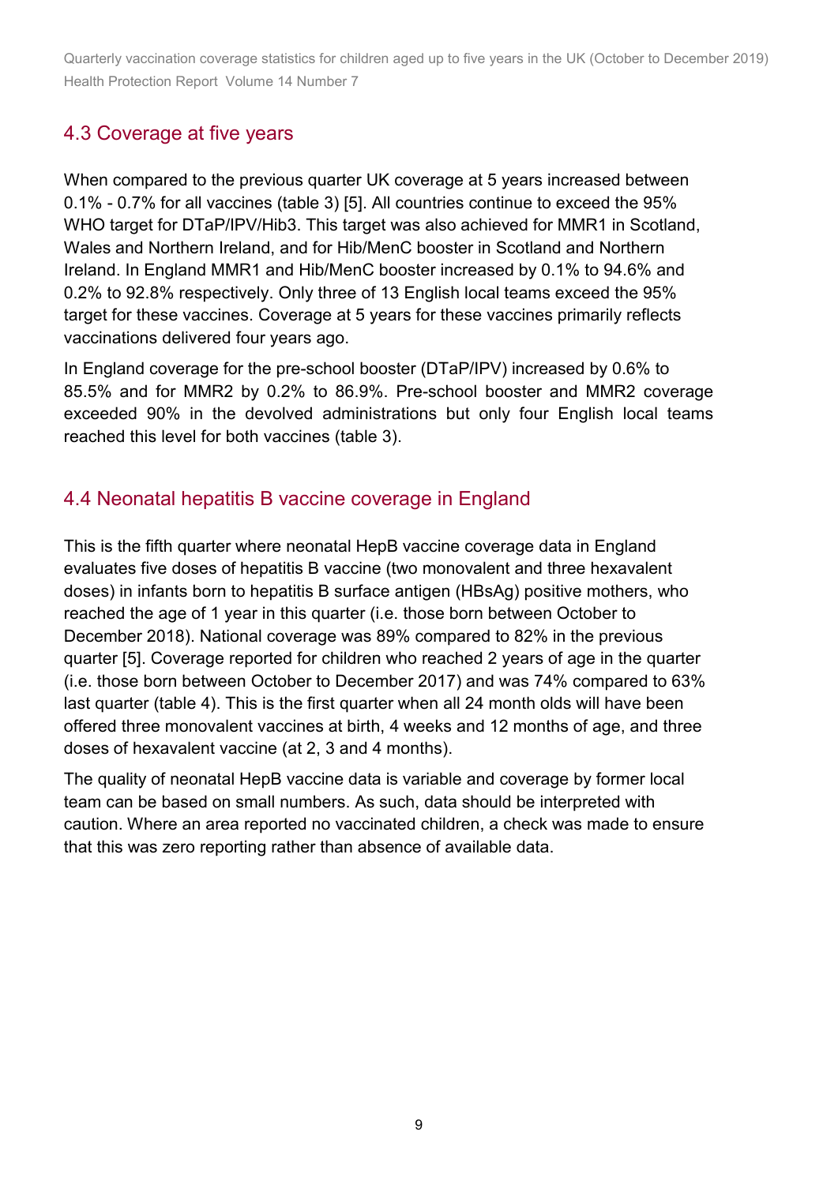## 4.3 Coverage at five years

When compared to the previous quarter UK coverage at 5 years increased between 0.1% - 0.7% for all vaccines (table 3) [5]. All countries continue to exceed the 95% WHO target for DTaP/IPV/Hib3. This target was also achieved for MMR1 in Scotland, Wales and Northern Ireland, and for Hib/MenC booster in Scotland and Northern Ireland. In England MMR1 and Hib/MenC booster increased by 0.1% to 94.6% and 0.2% to 92.8% respectively. Only three of 13 English local teams exceed the 95% target for these vaccines. Coverage at 5 years for these vaccines primarily reflects vaccinations delivered four years ago.

In England coverage for the pre-school booster (DTaP/IPV) increased by 0.6% to 85.5% and for MMR2 by 0.2% to 86.9%. Pre-school booster and MMR2 coverage exceeded 90% in the devolved administrations but only four English local teams reached this level for both vaccines (table 3).

## 4.4 Neonatal hepatitis B vaccine coverage in England

This is the fifth quarter where neonatal HepB vaccine coverage data in England evaluates five doses of hepatitis B vaccine (two monovalent and three hexavalent doses) in infants born to hepatitis B surface antigen (HBsAg) positive mothers, who reached the age of 1 year in this quarter (i.e. those born between October to December 2018). National coverage was 89% compared to 82% in the previous quarter [5]. Coverage reported for children who reached 2 years of age in the quarter (i.e. those born between October to December 2017) and was 74% compared to 63% last quarter (table 4). This is the first quarter when all 24 month olds will have been offered three monovalent vaccines at birth, 4 weeks and 12 months of age, and three doses of hexavalent vaccine (at 2, 3 and 4 months).

The quality of neonatal HepB vaccine data is variable and coverage by former local team can be based on small numbers. As such, data should be interpreted with caution. Where an area reported no vaccinated children, a check was made to ensure that this was zero reporting rather than absence of available data.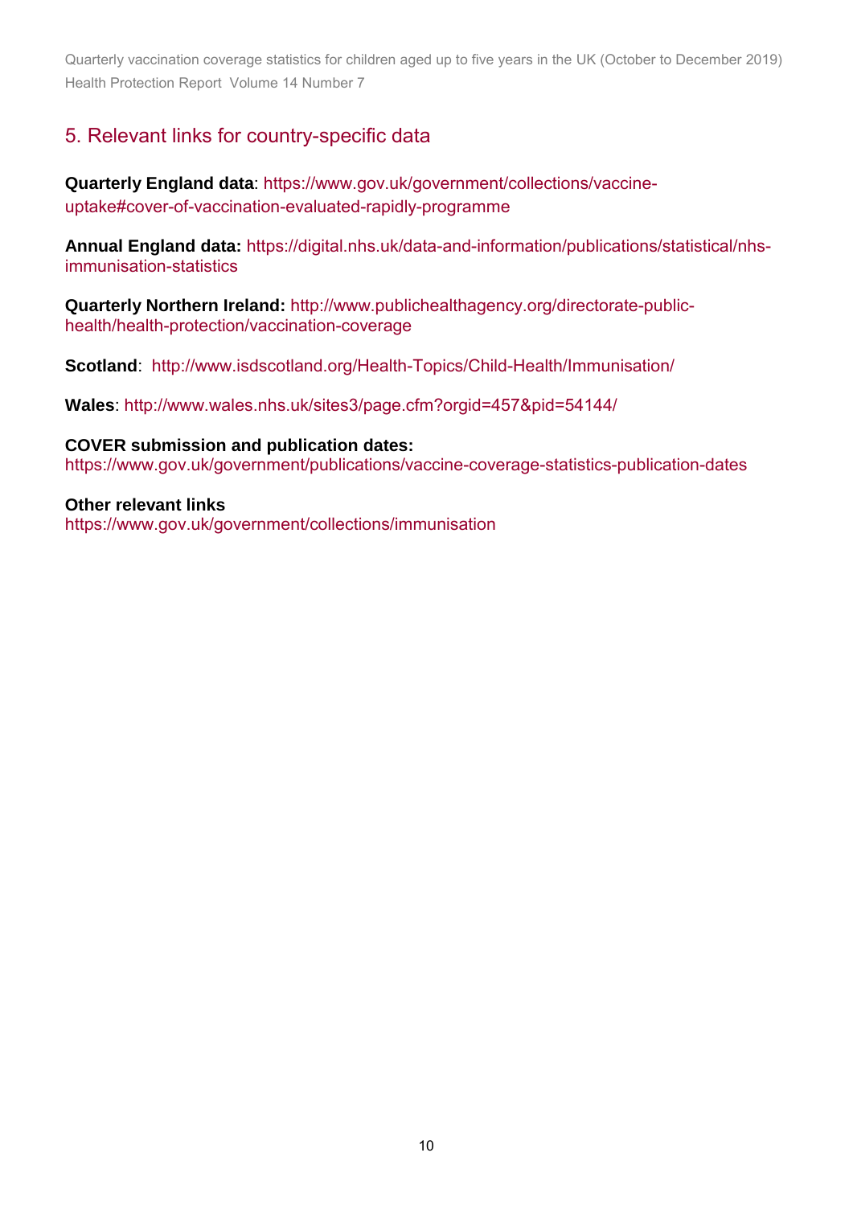## 5. Relevant links for country-specific data

**Quarterly England data**: https://www.gov.uk/government/collections/vaccine-uptake#cover-of-vaccination-evaluated-rapidly-programme

**Annual England data:** https://digital.nhs.uk/data-and-information/publications/statistical/nhs-immunisation-statistics

**Quarterly Northern Ireland:** http://www.publichealthagency.org/directorate-public-health/health-protection/vaccination-coverage

**Scotland**: http://www.isdscotland.org/Health-Topics/Child-Health/Immunisation/

**Wales**: http://www.wales.nhs.uk/sites3/page.cfm?orgid=457&pid=54144/

**COVER submission and publication dates:**
https://www.gov.uk/government/publications/vaccine-coverage-statistics-publication-dates

**Other relevant links**
https://www.gov.uk/government/collections/immunisation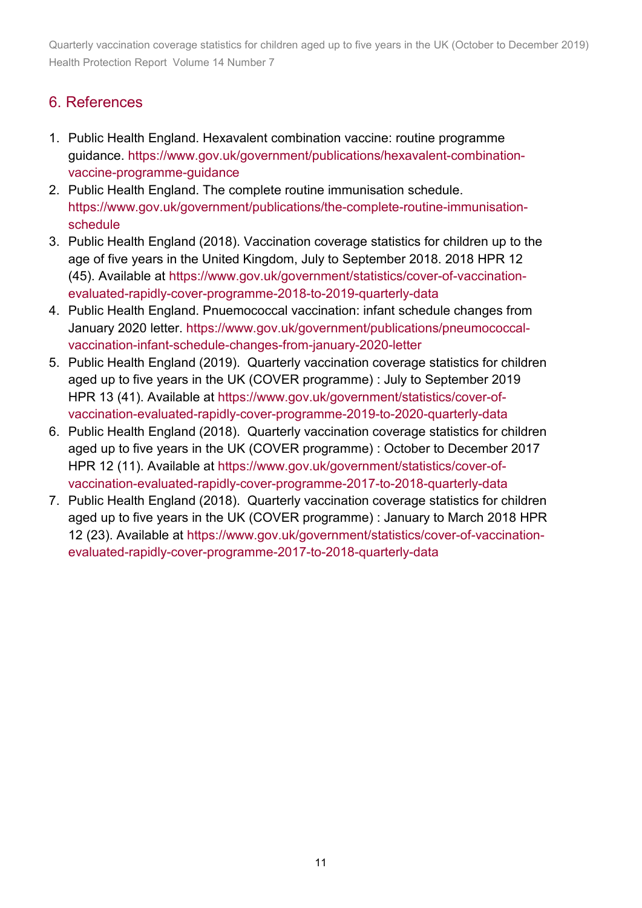## 6. References

1. Public Health England. Hexavalent combination vaccine: routine programme guidance. https://www.gov.uk/government/publications/hexavalent-combination-vaccine-programme-guidance
2. Public Health England. The complete routine immunisation schedule. https://www.gov.uk/government/publications/the-complete-routine-immunisation-schedule
3. Public Health England (2018). Vaccination coverage statistics for children up to the age of five years in the United Kingdom, July to September 2018. 2018 HPR 12 (45). Available at https://www.gov.uk/government/statistics/cover-of-vaccination-evaluated-rapidly-cover-programme-2018-to-2019-quarterly-data
4. Public Health England. Pnuemococcal vaccination: infant schedule changes from January 2020 letter. https://www.gov.uk/government/publications/pneumococcal-vaccination-infant-schedule-changes-from-january-2020-letter
5. Public Health England (2019). Quarterly vaccination coverage statistics for children aged up to five years in the UK (COVER programme) : July to September 2019 HPR 13 (41). Available at https://www.gov.uk/government/statistics/cover-of-vaccination-evaluated-rapidly-cover-programme-2019-to-2020-quarterly-data
6. Public Health England (2018). Quarterly vaccination coverage statistics for children aged up to five years in the UK (COVER programme) : October to December 2017 HPR 12 (11). Available at https://www.gov.uk/government/statistics/cover-of-vaccination-evaluated-rapidly-cover-programme-2017-to-2018-quarterly-data
7. Public Health England (2018). Quarterly vaccination coverage statistics for children aged up to five years in the UK (COVER programme) : January to March 2018 HPR 12 (23). Available at https://www.gov.uk/government/statistics/cover-of-vaccination-evaluated-rapidly-cover-programme-2017-to-2018-quarterly-data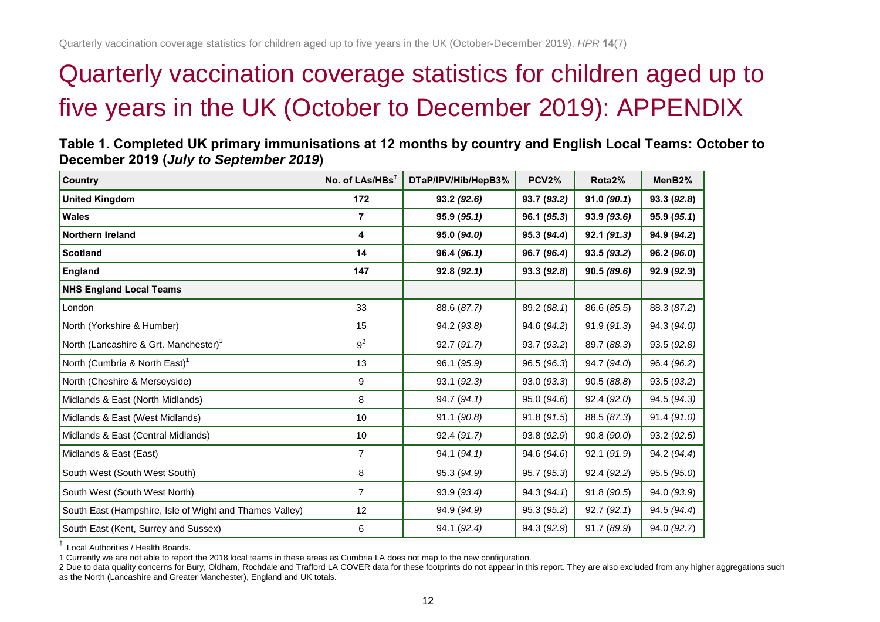# Quarterly vaccination coverage statistics for children aged up to five years in the UK (October to December 2019): APPENDIX

**Table 1. Completed UK primary immunisations at 12 months by country and English Local Teams: October to December 2019 (*July to September 2019*)**

| Country | No. of LAs/HBs† | DTaP/IPV/Hib/HepB3% | PCV2% | Rota2% | MenB2% |
|---|---|---|---|---|---|
| **United Kingdom** | **172** | **93.2 *(92.6)*** | **93.7 *(93.2)*** | **91.0 *(90.1)*** | **93.3 *(92.8)*** |
| **Wales** | **7** | **95.9 *(95.1)*** | **96.1 *(95.3)*** | **93.9 *(93.6)*** | **95.9 *(95.1)*** |
| **Northern Ireland** | **4** | **95.0 *(94.0)*** | **95.3 *(94.4)*** | **92.1 *(91.3)*** | **94.9 *(94.2)*** |
| **Scotland** | **14** | **96.4 *(96.1)*** | **96.7 *(96.4)*** | **93.5 *(93.2)*** | **96.2 *(96.0)*** |
| **England** | **147** | **92.8 *(92.1)*** | **93.3 *(92.8)*** | **90.5 *(89.6)*** | **92.9 *(92.3)*** |
| **NHS England Local Teams** | | | | | |
| London | 33 | 88.6 *(87.7)* | 89.2 *(88.1)* | 86.6 *(85.5)* | 88.3 *(87.2)* |
| North (Yorkshire & Humber) | 15 | 94.2 *(93.8)* | 94.6 *(94.2)* | 91.9 *(91.3)* | 94.3 *(94.0)* |
| North (Lancashire & Grt. Manchester)[1] | 9[2] | 92.7 *(91.7)* | 93.7 *(93.2)* | 89.7 *(88.3)* | 93.5 *(92.8)* |
| North (Cumbria & North East)[1] | 13 | 96.1 *(95.9)* | 96.5 *(96.3)* | 94.7 *(94.0)* | 96.4 *(96.2)* |
| North (Cheshire & Merseyside) | 9 | 93.1 *(92.3)* | 93.0 *(93.3)* | 90.5 *(88.8)* | 93.5 *(93.2)* |
| Midlands & East (North Midlands) | 8 | 94.7 *(94.1)* | 95.0 *(94.6)* | 92.4 *(92.0)* | 94.5 *(94.3)* |
| Midlands & East (West Midlands) | 10 | 91.1 *(90.8)* | 91.8 *(91.5)* | 88.5 *(87.3)* | 91.4 *(91.0)* |
| Midlands & East (Central Midlands) | 10 | 92.4 *(91.7)* | 93.8 *(92.9)* | 90.8 *(90.0)* | 93.2 *(92.5)* |
| Midlands & East (East) | 7 | 94.1 *(94.1)* | 94.6 *(94.6)* | 92.1 *(91.9)* | 94.2 *(94.4)* |
| South West (South West South) | 8 | 95.3 *(94.9)* | 95.7 *(95.3)* | 92.4 *(92.2)* | 95.5 *(95.0)* |
| South West (South West North) | 7 | 93.9 *(93.4)* | 94.3 *(94.1)* | 91.8 *(90.5)* | 94.0 *(93.9)* |
| South East (Hampshire, Isle of Wight and Thames Valley) | 12 | 94.9 *(94.9)* | 95.3 *(95.2)* | 92.7 *(92.1)* | 94.5 *(94.4)* |
| South East (Kent, Surrey and Sussex) | 6 | 94.1 *(92.4)* | 94.3 *(92.9)* | 91.7 *(89.9)* | 94.0 *(92.7)* |

† Local Authorities / Health Boards.

1 Currently we are not able to report the 2018 local teams in these areas as Cumbria LA does not map to the new configuration.

2 Due to data quality concerns for Bury, Oldham, Rochdale and Trafford LA COVER data for these footprints do not appear in this report. They are also excluded from any higher aggregations such as the North (Lancashire and Greater Manchester), England and UK totals.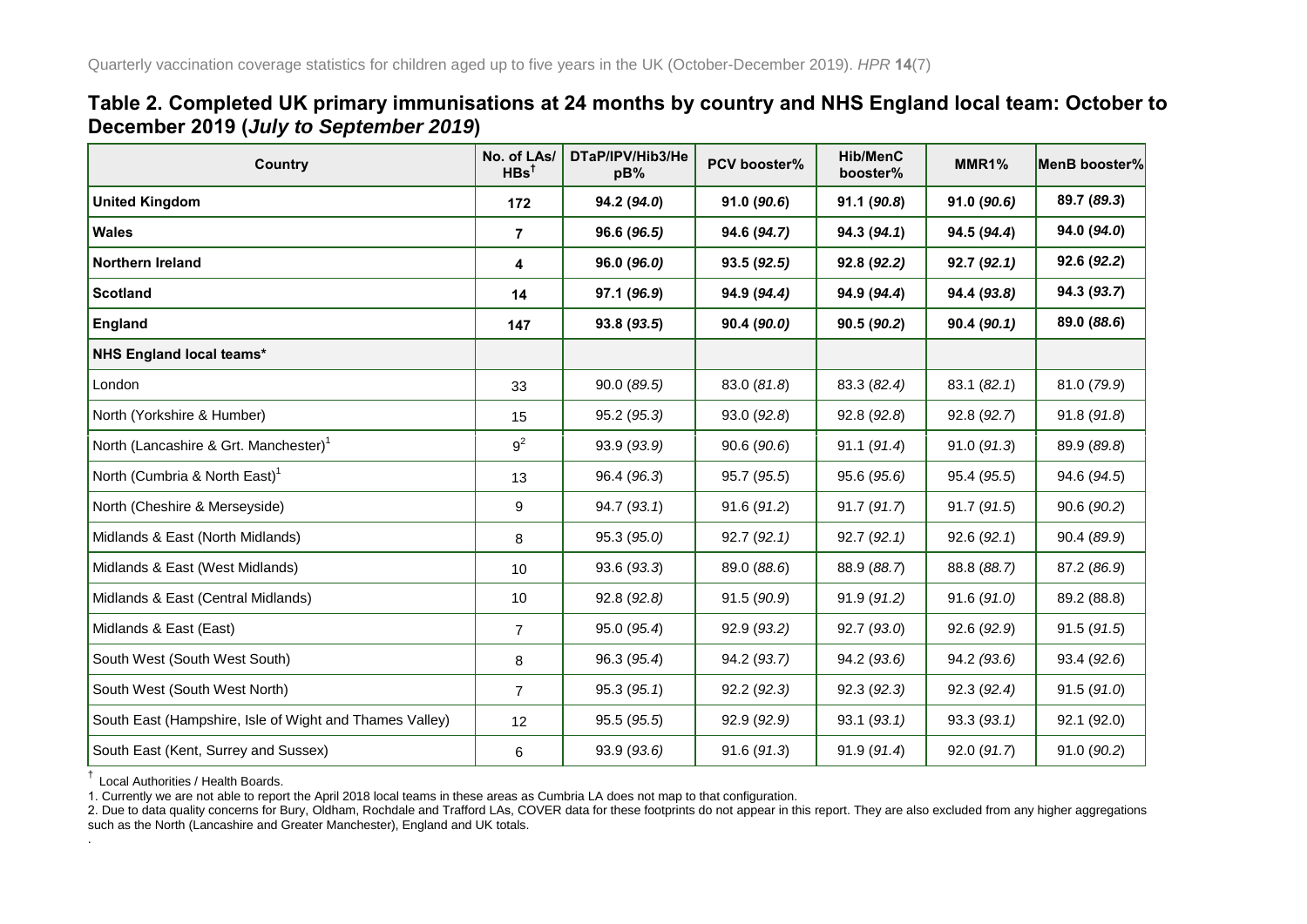## Table 2. Completed UK primary immunisations at 24 months by country and NHS England local team: October to December 2019 (*July to September 2019*)

| Country | No. of LAs/ HBs[†] | DTaP/IPV/Hib3/HepB% | PCV booster% | Hib/MenC booster% | MMR1% | MenB booster% |
|---|---|---|---|---|---|---|
| **United Kingdom** | **172** | **94.2 (*94.0*)** | **91.0 (*90.6*)** | **91.1 (*90.8*)** | **91.0 (*90.6*)** | **89.7 (*89.3*)** |
| **Wales** | **7** | **96.6 (*96.5*)** | **94.6 (*94.7*)** | **94.3 (*94.1*)** | **94.5 (*94.4*)** | **94.0 (*94.0*)** |
| **Northern Ireland** | **4** | **96.0 (*96.0*)** | **93.5 (*92.5*)** | **92.8 (*92.2*)** | **92.7 (*92.1*)** | **92.6 (*92.2*)** |
| **Scotland** | **14** | **97.1 (*96.9*)** | **94.9 (*94.4*)** | **94.9 (*94.4*)** | **94.4 (*93.8*)** | **94.3 (*93.7*)** |
| **England** | **147** | **93.8 (*93.5*)** | **90.4 (*90.0*)** | **90.5 (*90.2*)** | **90.4 (*90.1*)** | **89.0 (*88.6*)** |
| **NHS England local teams*** | | | | | | |
| London | 33 | 90.0 (*89.5*) | 83.0 (*81.8*) | 83.3 (*82.4*) | 83.1 (*82.1*) | 81.0 (*79.9*) |
| North (Yorkshire & Humber) | 15 | 95.2 (*95.3*) | 93.0 (*92.8*) | 92.8 (*92.8*) | 92.8 (*92.7*) | 91.8 (*91.8*) |
| North (Lancashire & Grt. Manchester)[1] | 9[2] | 93.9 (*93.9*) | 90.6 (*90.6*) | 91.1 (*91.4*) | 91.0 (*91.3*) | 89.9 (*89.8*) |
| North (Cumbria & North East)[1] | 13 | 96.4 (*96.3*) | 95.7 (*95.5*) | 95.6 (*95.6*) | 95.4 (*95.5*) | 94.6 (*94.5*) |
| North (Cheshire & Merseyside) | 9 | 94.7 (*93.1*) | 91.6 (*91.2*) | 91.7 (*91.7*) | 91.7 (*91.5*) | 90.6 (*90.2*) |
| Midlands & East (North Midlands) | 8 | 95.3 (*95.0*) | 92.7 (*92.1*) | 92.7 (*92.1*) | 92.6 (*92.1*) | 90.4 (*89.9*) |
| Midlands & East (West Midlands) | 10 | 93.6 (*93.3*) | 89.0 (*88.6*) | 88.9 (*88.7*) | 88.8 (*88.7*) | 87.2 (*86.9*) |
| Midlands & East (Central Midlands) | 10 | 92.8 (*92.8*) | 91.5 (*90.9*) | 91.9 (*91.2*) | 91.6 (*91.0*) | 89.2 (88.8) |
| Midlands & East (East) | 7 | 95.0 (*95.4*) | 92.9 (*93.2*) | 92.7 (*93.0*) | 92.6 (*92.9*) | 91.5 (*91.5*) |
| South West (South West South) | 8 | 96.3 (*95.4*) | 94.2 (*93.7*) | 94.2 (*93.6*) | 94.2 (*93.6*) | 93.4 (*92.6*) |
| South West (South West North) | 7 | 95.3 (*95.1*) | 92.2 (*92.3*) | 92.3 (*92.3*) | 92.3 (*92.4*) | 91.5 (*91.0*) |
| South East (Hampshire, Isle of Wight and Thames Valley) | 12 | 95.5 (*95.5*) | 92.9 (*92.9*) | 93.1 (*93.1*) | 93.3 (*93.1*) | 92.1 (92.0) |
| South East (Kent, Surrey and Sussex) | 6 | 93.9 (*93.6*) | 91.6 (*91.3*) | 91.9 (*91.4*) | 92.0 (*91.7*) | 91.0 (*90.2*) |

[†] Local Authorities / Health Boards.

1. Currently we are not able to report the April 2018 local teams in these areas as Cumbria LA does not map to that configuration.
2. Due to data quality concerns for Bury, Oldham, Rochdale and Trafford LAs, COVER data for these footprints do not appear in this report. They are also excluded from any higher aggregations such as the North (Lancashire and Greater Manchester), England and UK totals.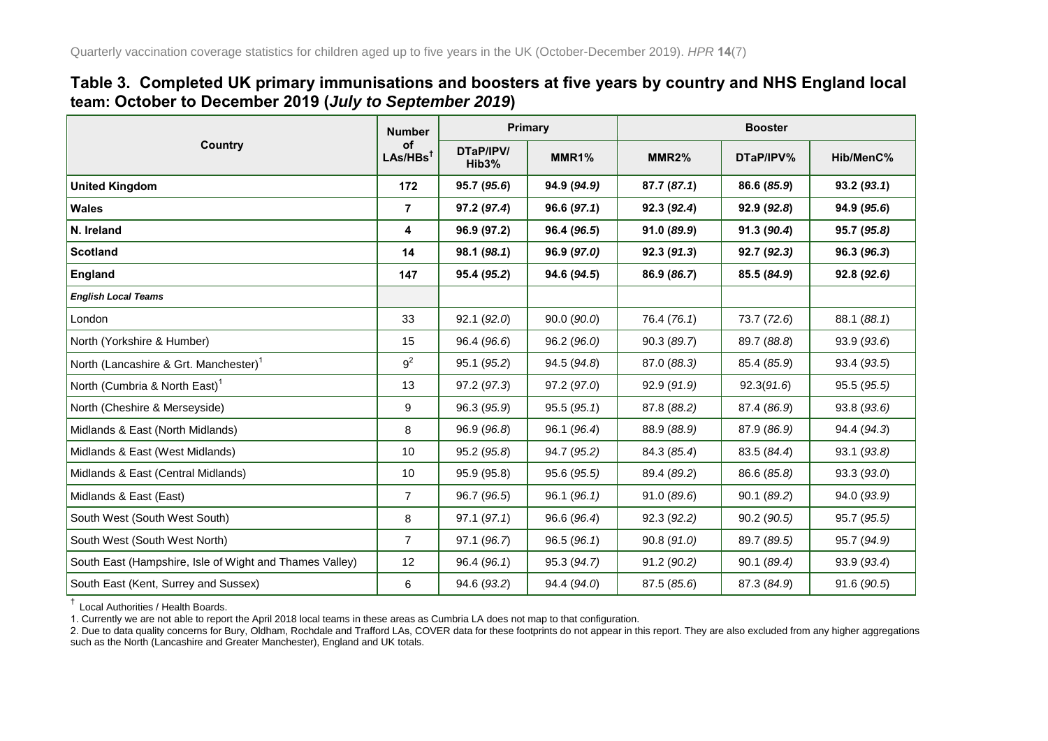## Table 3. Completed UK primary immunisations and boosters at five years by country and NHS England local team: October to December 2019 (*July to September 2019*)

| Country | Number of LAs/HBs[†] | Primary | | Booster | | |
|---|---|---|---|---|---|---|
| | | DTaP/IPV/Hib3% | MMR1% | MMR2% | DTaP/IPV% | Hib/MenC% |
| **United Kingdom** | **172** | **95.7 (*95.6*)** | **94.9 (*94.9*)** | **87.7 (*87.1*)** | **86.6 (*85.9*)** | **93.2 (*93.1*)** |
| **Wales** | **7** | **97.2 (*97.4*)** | **96.6 (*97.1*)** | **92.3 (*92.4*)** | **92.9 (*92.8*)** | **94.9 (*95.6*)** |
| **N. Ireland** | **4** | **96.9 (97.2)** | **96.4 (*96.5*)** | **91.0 (*89.9*)** | **91.3 (*90.4*)** | **95.7 (*95.8*)** |
| **Scotland** | **14** | **98.1 (*98.1*)** | **96.9 (*97.0*)** | **92.3 (*91.3*)** | **92.7 (*92.3*)** | **96.3 (*96.3*)** |
| **England** | **147** | **95.4 (*95.2*)** | **94.6 (*94.5*)** | **86.9 (*86.7*)** | **85.5 (*84.9*)** | **92.8 (*92.6*)** |
| ***English Local Teams*** | | | | | | |
| London | 33 | 92.1 (*92.0*) | 90.0 (*90.0*) | 76.4 (*76.1*) | 73.7 (*72.6*) | 88.1 (*88.1*) |
| North (Yorkshire & Humber) | 15 | 96.4 (*96.6*) | 96.2 (*96.0*) | 90.3 (*89.7*) | 89.7 (*88.8*) | 93.9 (*93.6*) |
| North (Lancashire & Grt. Manchester)[1] | 9[2] | 95.1 (*95.2*) | 94.5 (*94.8*) | 87.0 (*88.3*) | 85.4 (*85.9*) | 93.4 (*93.5*) |
| North (Cumbria & North East)[1] | 13 | 97.2 (*97.3*) | 97.2 (*97.0*) | 92.9 (*91.9*) | 92.3(*91.6*) | 95.5 (*95.5*) |
| North (Cheshire & Merseyside) | 9 | 96.3 (*95.9*) | 95.5 (*95.1*) | 87.8 (*88.2*) | 87.4 (*86.9*) | 93.8 (*93.6*) |
| Midlands & East (North Midlands) | 8 | 96.9 (*96.8*) | 96.1 (*96.4*) | 88.9 (*88.9*) | 87.9 (*86.9*) | 94.4 (*94.3*) |
| Midlands & East (West Midlands) | 10 | 95.2 (*95.8*) | 94.7 (*95.2*) | 84.3 (*85.4*) | 83.5 (*84.4*) | 93.1 (*93.8*) |
| Midlands & East (Central Midlands) | 10 | 95.9 (95.8) | 95.6 (*95.5*) | 89.4 (*89.2*) | 86.6 (*85.8*) | 93.3 (*93.0*) |
| Midlands & East (East) | 7 | 96.7 (*96.5*) | 96.1 (*96.1*) | 91.0 (*89.6*) | 90.1 (*89.2*) | 94.0 (*93.9*) |
| South West (South West South) | 8 | 97.1 (*97.1*) | 96.6 (*96.4*) | 92.3 (*92.2*) | 90.2 (*90.5*) | 95.7 (*95.5*) |
| South West (South West North) | 7 | 97.1 (*96.7*) | 96.5 (*96.1*) | 90.8 (*91.0*) | 89.7 (*89.5*) | 95.7 (*94.9*) |
| South East (Hampshire, Isle of Wight and Thames Valley) | 12 | 96.4 (*96.1*) | 95.3 (*94.7*) | 91.2 (*90.2*) | 90.1 (*89.4*) | 93.9 (*93.4*) |
| South East (Kent, Surrey and Sussex) | 6 | 94.6 (*93.2*) | 94.4 (*94.0*) | 87.5 (*85.6*) | 87.3 (*84.9*) | 91.6 (*90.5*) |

[†] Local Authorities / Health Boards.

1. Currently we are not able to report the April 2018 local teams in these areas as Cumbria LA does not map to that configuration.

2. Due to data quality concerns for Bury, Oldham, Rochdale and Trafford LAs, COVER data for these footprints do not appear in this report. They are also excluded from any higher aggregations such as the North (Lancashire and Greater Manchester), England and UK totals.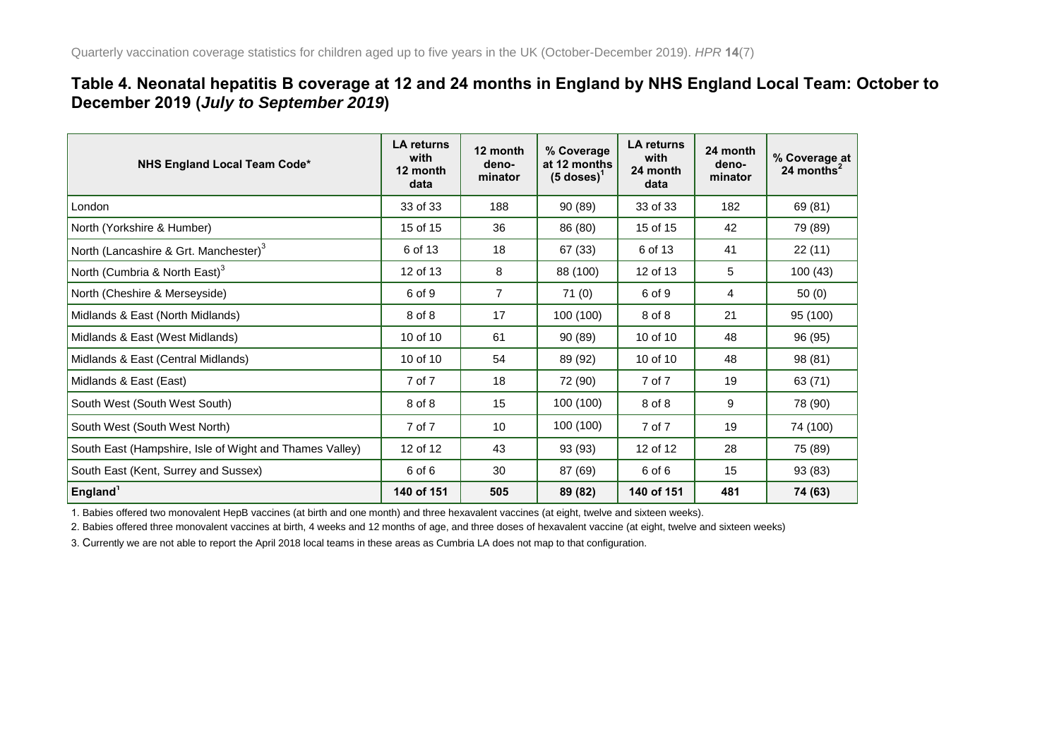## Table 4. Neonatal hepatitis B coverage at 12 and 24 months in England by NHS England Local Team: October to December 2019 (*July to September 2019*)

| NHS England Local Team Code* | LA returns with 12 month data | 12 month deno-minator | % Coverage at 12 months (5 doses)[1] | LA returns with 24 month data | 24 month deno-minator | % Coverage at 24 months[2] |
|---|---|---|---|---|---|---|
| London | 33 of 33 | 188 | 90 (89) | 33 of 33 | 182 | 69 (81) |
| North (Yorkshire & Humber) | 15 of 15 | 36 | 86 (80) | 15 of 15 | 42 | 79 (89) |
| North (Lancashire & Grt. Manchester)[3] | 6 of 13 | 18 | 67 (33) | 6 of 13 | 41 | 22 (11) |
| North (Cumbria & North East)[3] | 12 of 13 | 8 | 88 (100) | 12 of 13 | 5 | 100 (43) |
| North (Cheshire & Merseyside) | 6 of 9 | 7 | 71 (0) | 6 of 9 | 4 | 50 (0) |
| Midlands & East (North Midlands) | 8 of 8 | 17 | 100 (100) | 8 of 8 | 21 | 95 (100) |
| Midlands & East (West Midlands) | 10 of 10 | 61 | 90 (89) | 10 of 10 | 48 | 96 (95) |
| Midlands & East (Central Midlands) | 10 of 10 | 54 | 89 (92) | 10 of 10 | 48 | 98 (81) |
| Midlands & East (East) | 7 of 7 | 18 | 72 (90) | 7 of 7 | 19 | 63 (71) |
| South West (South West South) | 8 of 8 | 15 | 100 (100) | 8 of 8 | 9 | 78 (90) |
| South West (South West North) | 7 of 7 | 10 | 100 (100) | 7 of 7 | 19 | 74 (100) |
| South East (Hampshire, Isle of Wight and Thames Valley) | 12 of 12 | 43 | 93 (93) | 12 of 12 | 28 | 75 (89) |
| South East (Kent, Surrey and Sussex) | 6 of 6 | 30 | 87 (69) | 6 of 6 | 15 | 93 (83) |
| **England[1]** | **140 of 151** | **505** | **89 (82)** | **140 of 151** | **481** | **74 (63)** |

1. Babies offered two monovalent HepB vaccines (at birth and one month) and three hexavalent vaccines (at eight, twelve and sixteen weeks).

2. Babies offered three monovalent vaccines at birth, 4 weeks and 12 months of age, and three doses of hexavalent vaccine (at eight, twelve and sixteen weeks)

3. Currently we are not able to report the April 2018 local teams in these areas as Cumbria LA does not map to that configuration.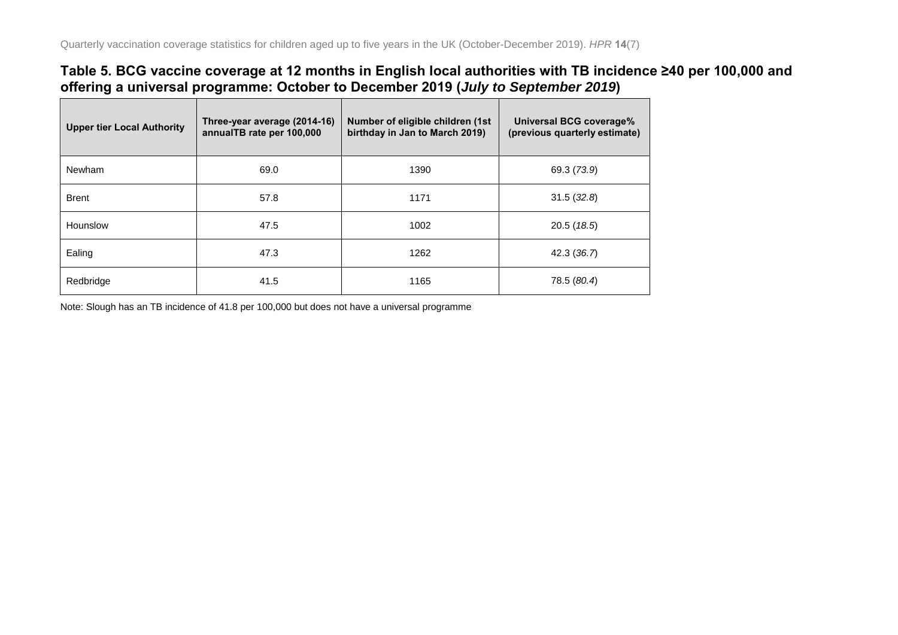**Table 5. BCG vaccine coverage at 12 months in English local authorities with TB incidence ≥40 per 100,000 and offering a universal programme: October to December 2019 (*July to September 2019*)**

| Upper tier Local Authority | Three-year average (2014-16) annualTB rate per 100,000 | Number of eligible children (1st birthday in Jan to March 2019) | Universal BCG coverage% (previous quarterly estimate) |
|---|---|---|---|
| Newham | 69.0 | 1390 | 69.3 (*73.9*) |
| Brent | 57.8 | 1171 | 31.5 (*32.8*) |
| Hounslow | 47.5 | 1002 | 20.5 (*18.5*) |
| Ealing | 47.3 | 1262 | 42.3 (*36.7*) |
| Redbridge | 41.5 | 1165 | 78.5 (*80.4*) |

Note: Slough has an TB incidence of 41.8 per 100,000 but does not have a universal programme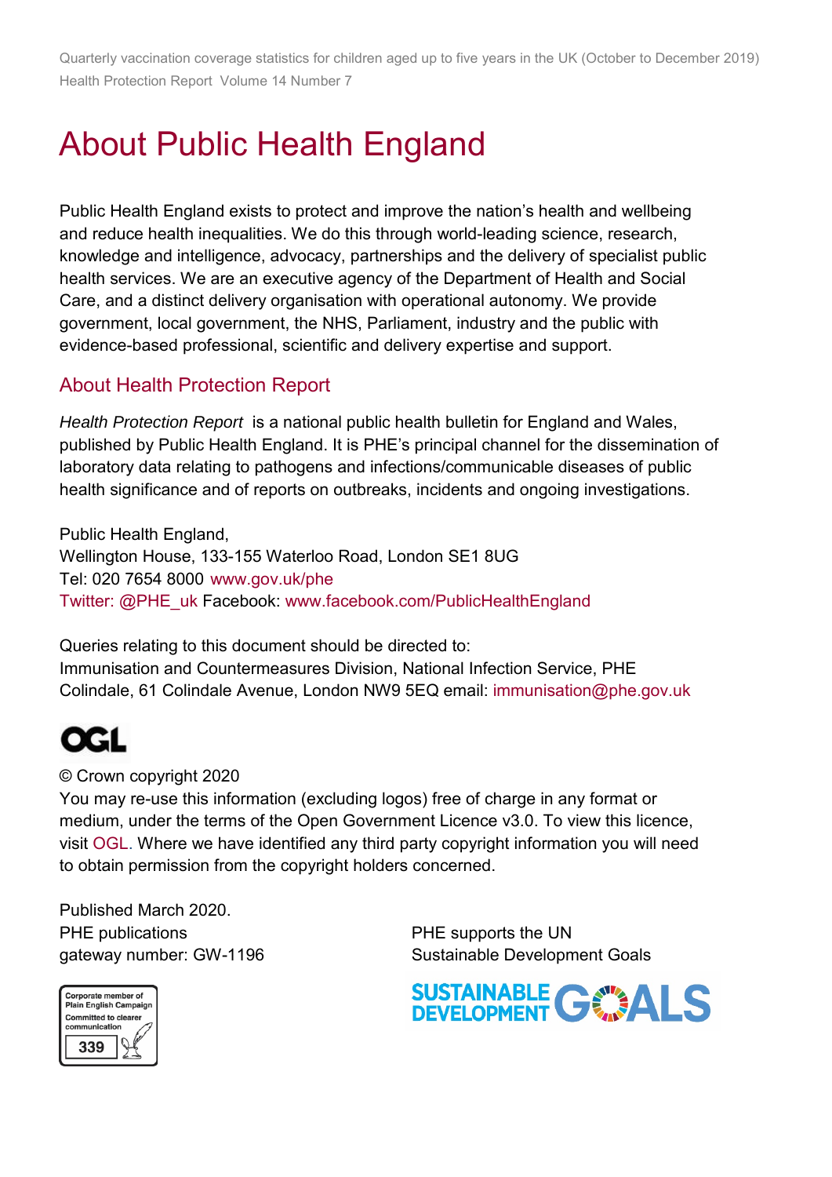# About Public Health England

Public Health England exists to protect and improve the nation's health and wellbeing and reduce health inequalities. We do this through world-leading science, research, knowledge and intelligence, advocacy, partnerships and the delivery of specialist public health services. We are an executive agency of the Department of Health and Social Care, and a distinct delivery organisation with operational autonomy. We provide government, local government, the NHS, Parliament, industry and the public with evidence-based professional, scientific and delivery expertise and support.

## About Health Protection Report

*Health Protection Report* is a national public health bulletin for England and Wales, published by Public Health England. It is PHE's principal channel for the dissemination of laboratory data relating to pathogens and infections/communicable diseases of public health significance and of reports on outbreaks, incidents and ongoing investigations.

Public Health England,
Wellington House, 133-155 Waterloo Road, London SE1 8UG
Tel: 020 7654 8000 www.gov.uk/phe
Twitter: @PHE_uk Facebook: www.facebook.com/PublicHealthEngland

Queries relating to this document should be directed to:
Immunisation and Countermeasures Division, National Infection Service, PHE Colindale, 61 Colindale Avenue, London NW9 5EQ email: immunisation@phe.gov.uk

OGL

© Crown copyright 2020
You may re-use this information (excluding logos) free of charge in any format or medium, under the terms of the Open Government Licence v3.0. To view this licence, visit OGL. Where we have identified any third party copyright information you will need to obtain permission from the copyright holders concerned.

Published March 2020.
PHE publications
gateway number: GW-1196

PHE supports the UN
Sustainable Development Goals

Corporate member of Plain English Campaign
Committed to clearer communication
339

SUSTAINABLE DEVELOPMENT GOALS